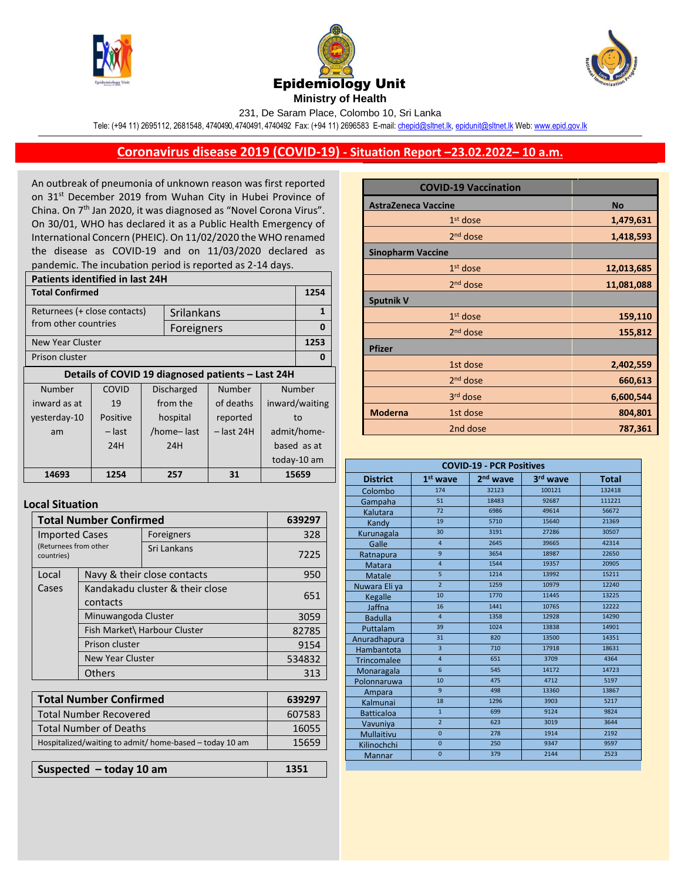# Epidemiology Unit

**Ministry of Health**

231, De Saram Place, Colombo 10, Sri Lanka

Tele: (+94 11) 2695112, 2681548, 4740490, 4740491, 4740492 Fax: (+94 11) 2696583 E-mail: chepid@sltnet.lk, epidunit@sltnet.lk Web: www.epid.gov.lk

## Coronavirus disease 2019 (COVID-19) - Situation Report –23.02.2022– 10 a.m.

An outbreak of pneumonia of unknown reason was first reported on 31st December 2019 from Wuhan City in Hubei Province of China. On 7th Jan 2020, it was diagnosed as "Novel Corona Virus". On 30/01, WHO has declared it as a Public Health Emergency of International Concern (PHEIC). On 11/02/2020 the WHO renamed the disease as COVID-19 and on 11/03/2020 declared as pandemic. The incubation period is reported as 2-14 days.

| Patients identified in last 24H | | |
|---|---|---|
| **Total Confirmed** | | **1254** |
| Returnees (+ close contacts) from other countries | Srilankans | 1 |
| | Foreigners | 0 |
| New Year Cluster | | 1253 |
| Prison cluster | | 0 |

**Details of COVID 19 diagnosed patients – Last 24H**

| Number inward as at yesterday-10 am | COVID 19 Positive – last 24H | Discharged from the hospital /home– last 24H | Number of deaths reported – last 24H | Number inward/waiting to admit/home-based as at today-10 am |
|---|---|---|---|---|
| **14693** | **1254** | **257** | **31** | **15659** |

### Local Situation

| **Total Number Confirmed** | | | **639297** |
|---|---|---|---|
| Imported Cases (Returnees from other countries) | | Foreigners | 328 |
| | | Sri Lankans | 7225 |
| Local Cases | Navy & their close contacts | | 950 |
| | Kandakadu cluster & their close contacts | | 651 |
| | Minuwangoda Cluster | | 3059 |
| | Fish Market\ Harbour Cluster | | 82785 |
| | Prison cluster | | 9154 |
| | New Year Cluster | | 534832 |
| | Others | | 313 |

| | |
|---|---|
| **Total Number Confirmed** | **639297** |
| Total Number Recovered | 607583 |
| Total Number of Deaths | 16055 |
| Hospitalized/waiting to admit/ home-based – today 10 am | 15659 |

| | |
|---|---|
| **Suspected – today 10 am** | **1351** |

| **COVID-19 Vaccination** | |
|---|---|
| **AstraZeneca Vaccine** | **No** |
| 1st dose | **1,479,631** |
| 2nd dose | **1,418,593** |
| **Sinopharm Vaccine** | |
| 1st dose | **12,013,685** |
| 2nd dose | **11,081,088** |
| **Sputnik V** | |
| 1st dose | **159,110** |
| 2nd dose | **155,812** |
| **Pfizer** | |
| 1st dose | **2,402,559** |
| 2nd dose | **660,613** |
| 3rd dose | **6,600,544** |
| **Moderna** 1st dose | **804,801** |
| 2nd dose | **787,361** |

**COVID-19 - PCR Positives**

| District | 1st wave | 2nd wave | 3rd wave | Total |
|---|---|---|---|---|
| Colombo | 174 | 32123 | 100121 | 132418 |
| Gampaha | 51 | 18483 | 92687 | 111221 |
| Kalutara | 72 | 6986 | 49614 | 56672 |
| Kandy | 19 | 5710 | 15640 | 21369 |
| Kurunagala | 30 | 3191 | 27286 | 30507 |
| Galle | 4 | 2645 | 39665 | 42314 |
| Ratnapura | 9 | 3654 | 18987 | 22650 |
| Matara | 4 | 1544 | 19357 | 20905 |
| Matale | 5 | 1214 | 13992 | 15211 |
| Nuwara Eli ya | 2 | 1259 | 10979 | 12240 |
| Kegalle | 10 | 1770 | 11445 | 13225 |
| Jaffna | 16 | 1441 | 10765 | 12222 |
| Badulla | 4 | 1358 | 12928 | 14290 |
| Puttalam | 39 | 1024 | 13838 | 14901 |
| Anuradhapura | 31 | 820 | 13500 | 14351 |
| Hambantota | 3 | 710 | 17918 | 18631 |
| Trincomalee | 4 | 651 | 3709 | 4364 |
| Monaragala | 6 | 545 | 14172 | 14723 |
| Polonnaruwa | 10 | 475 | 4712 | 5197 |
| Ampara | 9 | 498 | 13360 | 13867 |
| Kalmunai | 18 | 1296 | 3903 | 5217 |
| Batticaloa | 1 | 699 | 9124 | 9824 |
| Vavuniya | 2 | 623 | 3019 | 3644 |
| Mullaitivu | 0 | 278 | 1914 | 2192 |
| Kilinochchi | 0 | 250 | 9347 | 9597 |
| Mannar | 0 | 379 | 2144 | 2523 |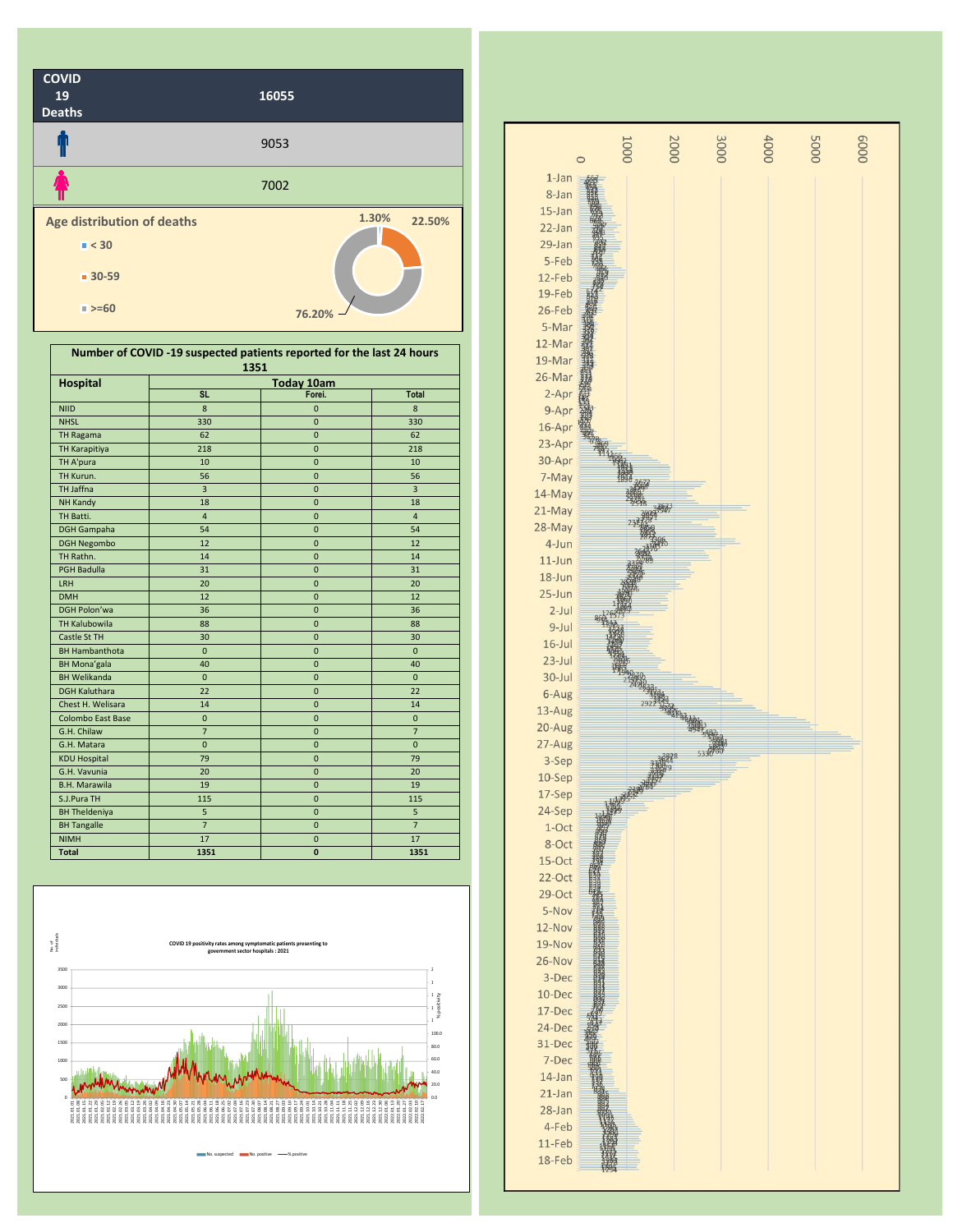| COVID 19 Deaths | 16055 |
|---|---|
| (male) | 9053 |
| (female) | 7002 |

## Age distribution of deaths

- < 30
- 30-59
- >=60

1.30%
22.50%
76.20%

| Number of COVID -19 suspected patients reported for the last 24 hours 1351 | | | |
|---|---|---|---|
| Hospital | Today 10am | | |
| | SL | Forei. | Total |
| NIID | 8 | 0 | 8 |
| NHSL | 330 | 0 | 330 |
| TH Ragama | 62 | 0 | 62 |
| TH Karapitiya | 218 | 0 | 218 |
| TH A'pura | 10 | 0 | 10 |
| TH Kurun. | 56 | 0 | 56 |
| TH Jaffna | 3 | 0 | 3 |
| NH Kandy | 18 | 0 | 18 |
| TH Batti. | 4 | 0 | 4 |
| DGH Gampaha | 54 | 0 | 54 |
| DGH Negombo | 12 | 0 | 12 |
| TH Rathn. | 14 | 0 | 14 |
| PGH Badulla | 31 | 0 | 31 |
| LRH | 20 | 0 | 20 |
| DMH | 12 | 0 | 12 |
| DGH Polon'wa | 36 | 0 | 36 |
| TH Kalubowila | 88 | 0 | 88 |
| Castle St TH | 30 | 0 | 30 |
| BH Hambanthota | 0 | 0 | 0 |
| BH Mona'gala | 40 | 0 | 40 |
| BH Welikanda | 0 | 0 | 0 |
| DGH Kaluthara | 22 | 0 | 22 |
| Chest H. Welisara | 14 | 0 | 14 |
| Colombo East Base | 0 | 0 | 0 |
| G.H. Chilaw | 7 | 0 | 7 |
| G.H. Matara | 0 | 0 | 0 |
| KDU Hospital | 79 | 0 | 79 |
| G.H. Vavunia | 20 | 0 | 20 |
| B.H. Marawila | 19 | 0 | 19 |
| S.J.Pura TH | 115 | 0 | 115 |
| BH Theldeniya | 5 | 0 | 5 |
| BH Tangalle | 7 | 0 | 7 |
| NIMH | 17 | 0 | 17 |
| **Total** | **1351** | **0** | **1351** |

COVID 19 positivity rates among symptomatic patients presenting to government sector hospitals : 2021

No. of individuals

% positivity

No. suspected — No. positive — % positive

0 1000 2000 3000 4000 5000 6000

1-Jan 8-Jan 15-Jan 22-Jan 29-Jan 5-Feb 12-Feb 19-Feb 26-Feb 5-Mar 12-Mar 19-Mar 26-Mar 2-Apr 9-Apr 16-Apr 23-Apr 30-Apr 7-May 14-May 21-May 28-May 4-Jun 11-Jun 18-Jun 25-Jun 2-Jul 9-Jul 16-Jul 23-Jul 30-Jul 6-Aug 13-Aug 20-Aug 27-Aug 3-Sep 10-Sep 17-Sep 24-Sep 1-Oct 8-Oct 15-Oct 22-Oct 29-Oct 5-Nov 12-Nov 19-Nov 26-Nov 3-Dec 10-Dec 17-Dec 24-Dec 31-Dec 7-Dec 14-Jan 21-Jan 28-Jan 4-Feb 11-Feb 18-Feb